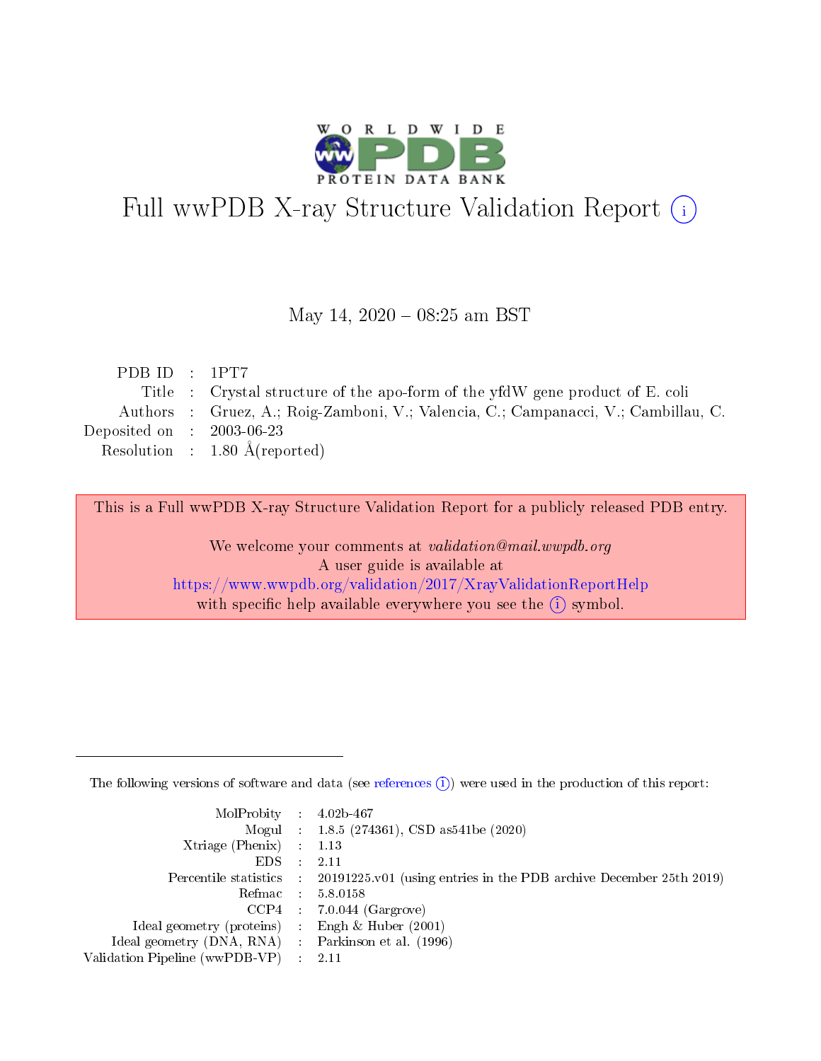# Full wwPDB X-ray Structure Validation Report (i)

May 14, 2020 – 08:25 am BST

| | | |
|---|---|---|
| PDB ID | : | 1PT7 |
| Title | : | Crystal structure of the apo-form of the yfdW gene product of E. coli |
| Authors | : | Gruez, A.; Roig-Zamboni, V.; Valencia, C.; Campanacci, V.; Cambillau, C. |
| Deposited on | : | 2003-06-23 |
| Resolution | : | 1.80 Å(reported) |

This is a Full wwPDB X-ray Structure Validation Report for a publicly released PDB entry.

We welcome your comments at *validation@mail.wwpdb.org*
A user guide is available at
https://www.wwpdb.org/validation/2017/XrayValidationReportHelp
with specific help available everywhere you see the (i) symbol.

---

The following versions of software and data (see references (i)) were used in the production of this report:

| | | |
|---|---|---|
| MolProbity | : | 4.02b-467 |
| Mogul | : | 1.8.5 (274361), CSD as541be (2020) |
| Xtriage (Phenix) | : | 1.13 |
| EDS | : | 2.11 |
| Percentile statistics | : | 20191225.v01 (using entries in the PDB archive December 25th 2019) |
| Refmac | : | 5.8.0158 |
| CCP4 | : | 7.0.044 (Gargrove) |
| Ideal geometry (proteins) | : | Engh & Huber (2001) |
| Ideal geometry (DNA, RNA) | : | Parkinson et al. (1996) |
| Validation Pipeline (wwPDB-VP) | : | 2.11 |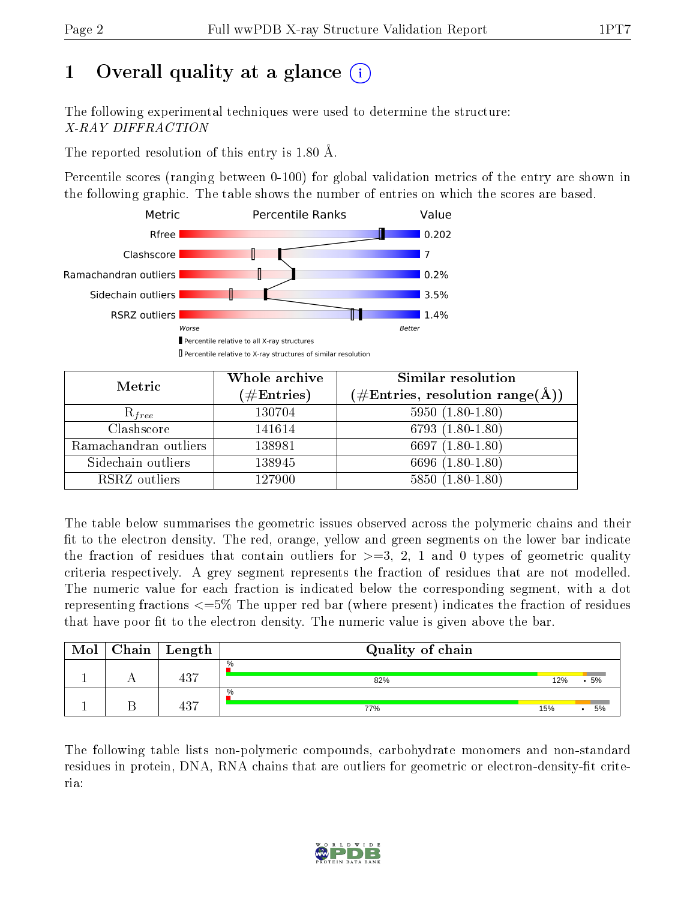# 1 Overall quality at a glance

The following experimental techniques were used to determine the structure:
*X-RAY DIFFRACTION*

The reported resolution of this entry is 1.80 Å.

Percentile scores (ranging between 0-100) for global validation metrics of the entry are shown in the following graphic. The table shows the number of entries on which the scores are based.

| Metric | Value |
|---|---|
| Rfree | 0.202 |
| Clashscore | 7 |
| Ramachandran outliers | 0.2% |
| Sidechain outliers | 3.5% |
| RSRZ outliers | 1.4% |

Worse — Better

Percentile relative to all X-ray structures

Percentile relative to X-ray structures of similar resolution

| Metric | Whole archive (#Entries) | Similar resolution (#Entries, resolution range(Å)) |
|---|---|---|
| $R_{free}$ | 130704 | 5950 (1.80-1.80) |
| Clashscore | 141614 | 6793 (1.80-1.80) |
| Ramachandran outliers | 138981 | 6697 (1.80-1.80) |
| Sidechain outliers | 138945 | 6696 (1.80-1.80) |
| RSRZ outliers | 127900 | 5850 (1.80-1.80) |

The table below summarises the geometric issues observed across the polymeric chains and their fit to the electron density. The red, orange, yellow and green segments on the lower bar indicate the fraction of residues that contain outliers for >=3, 2, 1 and 0 types of geometric quality criteria respectively. A grey segment represents the fraction of residues that are not modelled. The numeric value for each fraction is indicated below the corresponding segment, with a dot representing fractions <=5% The upper red bar (where present) indicates the fraction of residues that have poor fit to the electron density. The numeric value is given above the bar.

| Mol | Chain | Length | Quality of chain |
|---|---|---|---|
| 1 | A | 437 | % ; 82% ; 12% ; • 5% |
| 1 | B | 437 | % ; 77% ; 15% ; • ; 5% |

The following table lists non-polymeric compounds, carbohydrate monomers and non-standard residues in protein, DNA, RNA chains that are outliers for geometric or electron-density-fit criteria: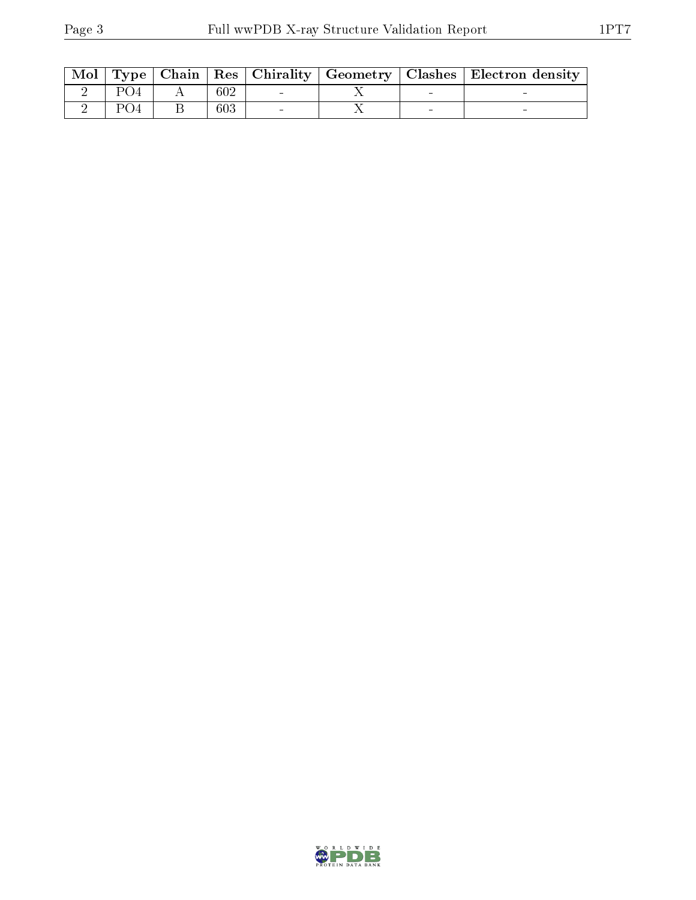| Mol | Type | Chain | Res | Chirality | Geometry | Clashes | Electron density |
|---|---|---|---|---|---|---|---|
| 2 | PO4 | A | 602 | - | X | - | - |
| 2 | PO4 | B | 603 | - | X | - | - |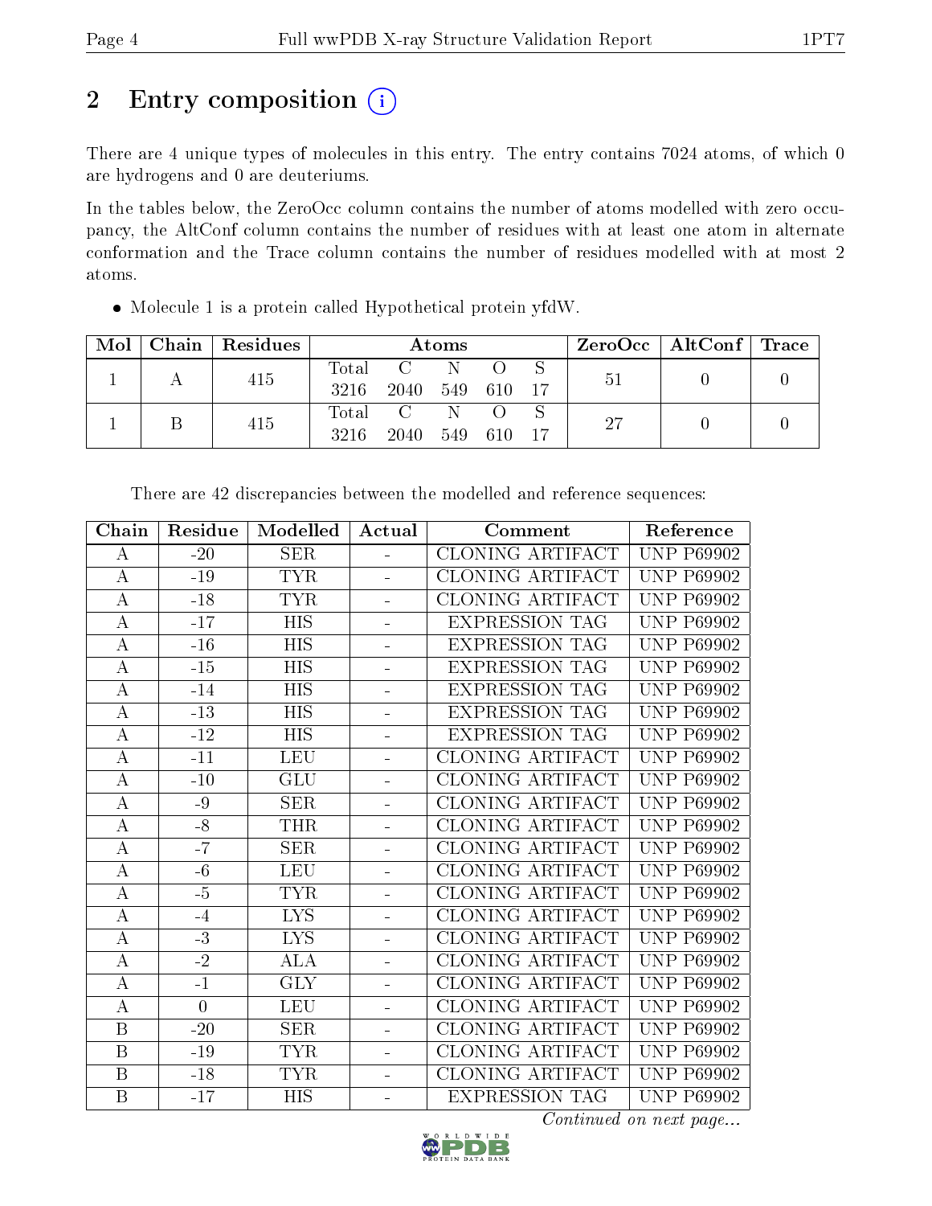# 2 Entry composition

There are 4 unique types of molecules in this entry. The entry contains 7024 atoms, of which 0 are hydrogens and 0 are deuteriums.

In the tables below, the ZeroOcc column contains the number of atoms modelled with zero occupancy, the AltConf column contains the number of residues with at least one atom in alternate conformation and the Trace column contains the number of residues modelled with at most 2 atoms.

- Molecule 1 is a protein called Hypothetical protein yfdW.

| Mol | Chain | Residues | Atoms | | | | | ZeroOcc | AltConf | Trace |
|---|---|---|---|---|---|---|---|---|---|---|
| | | | Total | C | N | O | S | | | |
| 1 | A | 415 | 3216 | 2040 | 549 | 610 | 17 | 51 | 0 | 0 |
| 1 | B | 415 | 3216 | 2040 | 549 | 610 | 17 | 27 | 0 | 0 |

There are 42 discrepancies between the modelled and reference sequences:

| Chain | Residue | Modelled | Actual | Comment | Reference |
|---|---|---|---|---|---|
| A | -20 | SER | - | CLONING ARTIFACT | UNP P69902 |
| A | -19 | TYR | - | CLONING ARTIFACT | UNP P69902 |
| A | -18 | TYR | - | CLONING ARTIFACT | UNP P69902 |
| A | -17 | HIS | - | EXPRESSION TAG | UNP P69902 |
| A | -16 | HIS | - | EXPRESSION TAG | UNP P69902 |
| A | -15 | HIS | - | EXPRESSION TAG | UNP P69902 |
| A | -14 | HIS | - | EXPRESSION TAG | UNP P69902 |
| A | -13 | HIS | - | EXPRESSION TAG | UNP P69902 |
| A | -12 | HIS | - | EXPRESSION TAG | UNP P69902 |
| A | -11 | LEU | - | CLONING ARTIFACT | UNP P69902 |
| A | -10 | GLU | - | CLONING ARTIFACT | UNP P69902 |
| A | -9 | SER | - | CLONING ARTIFACT | UNP P69902 |
| A | -8 | THR | - | CLONING ARTIFACT | UNP P69902 |
| A | -7 | SER | - | CLONING ARTIFACT | UNP P69902 |
| A | -6 | LEU | - | CLONING ARTIFACT | UNP P69902 |
| A | -5 | TYR | - | CLONING ARTIFACT | UNP P69902 |
| A | -4 | LYS | - | CLONING ARTIFACT | UNP P69902 |
| A | -3 | LYS | - | CLONING ARTIFACT | UNP P69902 |
| A | -2 | ALA | - | CLONING ARTIFACT | UNP P69902 |
| A | -1 | GLY | - | CLONING ARTIFACT | UNP P69902 |
| A | 0 | LEU | - | CLONING ARTIFACT | UNP P69902 |
| B | -20 | SER | - | CLONING ARTIFACT | UNP P69902 |
| B | -19 | TYR | - | CLONING ARTIFACT | UNP P69902 |
| B | -18 | TYR | - | CLONING ARTIFACT | UNP P69902 |
| B | -17 | HIS | - | EXPRESSION TAG | UNP P69902 |

*Continued on next page...*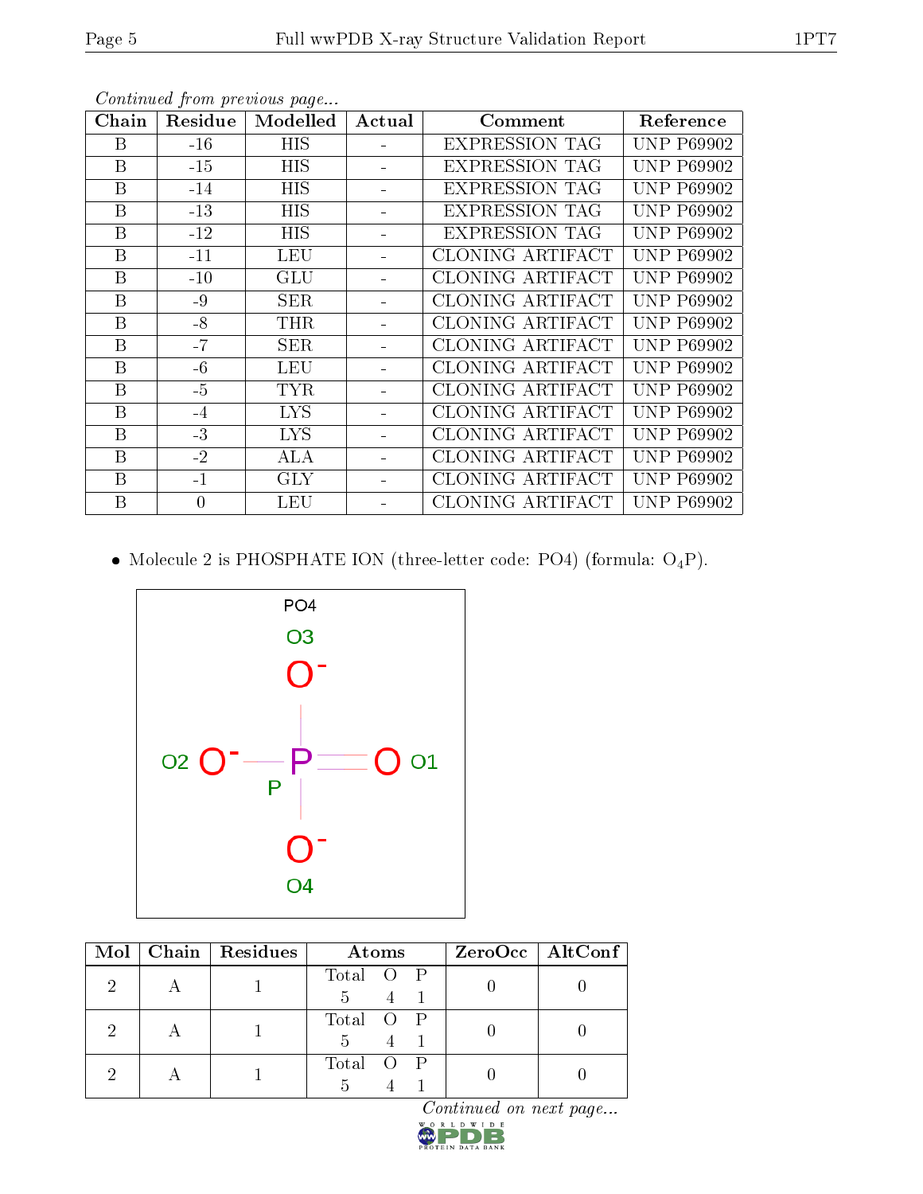*Continued from previous page...*

| Chain | Residue | Modelled | Actual | Comment | Reference |
|---|---|---|---|---|---|
| B | -16 | HIS | - | EXPRESSION TAG | UNP P69902 |
| B | -15 | HIS | - | EXPRESSION TAG | UNP P69902 |
| B | -14 | HIS | - | EXPRESSION TAG | UNP P69902 |
| B | -13 | HIS | - | EXPRESSION TAG | UNP P69902 |
| B | -12 | HIS | - | EXPRESSION TAG | UNP P69902 |
| B | -11 | LEU | - | CLONING ARTIFACT | UNP P69902 |
| B | -10 | GLU | - | CLONING ARTIFACT | UNP P69902 |
| B | -9 | SER | - | CLONING ARTIFACT | UNP P69902 |
| B | -8 | THR | - | CLONING ARTIFACT | UNP P69902 |
| B | -7 | SER | - | CLONING ARTIFACT | UNP P69902 |
| B | -6 | LEU | - | CLONING ARTIFACT | UNP P69902 |
| B | -5 | TYR | - | CLONING ARTIFACT | UNP P69902 |
| B | -4 | LYS | - | CLONING ARTIFACT | UNP P69902 |
| B | -3 | LYS | - | CLONING ARTIFACT | UNP P69902 |
| B | -2 | ALA | - | CLONING ARTIFACT | UNP P69902 |
| B | -1 | GLY | - | CLONING ARTIFACT | UNP P69902 |
| B | 0 | LEU | - | CLONING ARTIFACT | UNP P69902 |

- Molecule 2 is PHOSPHATE ION (three-letter code: PO4) (formula: $O_4P$).

| Mol | Chain | Residues | Atoms | ZeroOcc | AltConf |
|---|---|---|---|---|---|
| 2 | A | 1 | Total O P<br>5 4 1 | 0 | 0 |
| 2 | A | 1 | Total O P<br>5 4 1 | 0 | 0 |
| 2 | A | 1 | Total O P<br>5 4 1 | 0 | 0 |

*Continued on next page...*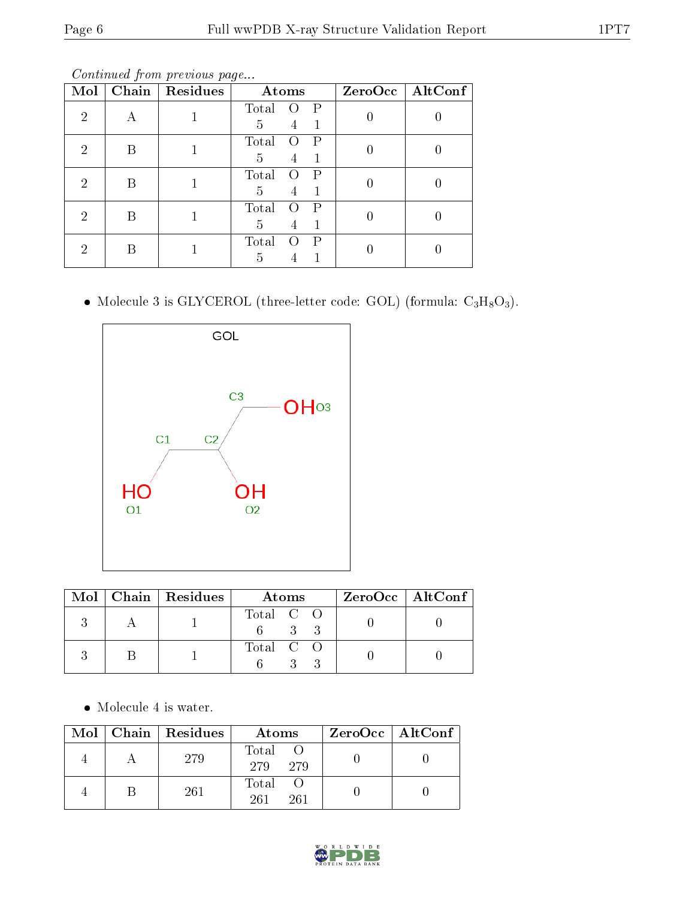*Continued from previous page...*

| Mol | Chain | Residues | Atoms | | | ZeroOcc | AltConf |
|---|---|---|---|---|---|---|---|
| 2 | A | 1 | Total 5 | O 4 | P 1 | 0 | 0 |
| 2 | B | 1 | Total 5 | O 4 | P 1 | 0 | 0 |
| 2 | B | 1 | Total 5 | O 4 | P 1 | 0 | 0 |
| 2 | B | 1 | Total 5 | O 4 | P 1 | 0 | 0 |
| 2 | B | 1 | Total 5 | O 4 | P 1 | 0 | 0 |

- Molecule 3 is GLYCEROL (three-letter code: GOL) (formula: $C_3H_8O_3$).

| Mol | Chain | Residues | Atoms | | | ZeroOcc | AltConf |
|---|---|---|---|---|---|---|---|
| 3 | A | 1 | Total 6 | C 3 | O 3 | 0 | 0 |
| 3 | B | 1 | Total 6 | C 3 | O 3 | 0 | 0 |

- Molecule 4 is water.

| Mol | Chain | Residues | Atoms | | ZeroOcc | AltConf |
|---|---|---|---|---|---|---|
| 4 | A | 279 | Total 279 | O 279 | 0 | 0 |
| 4 | B | 261 | Total 261 | O 261 | 0 | 0 |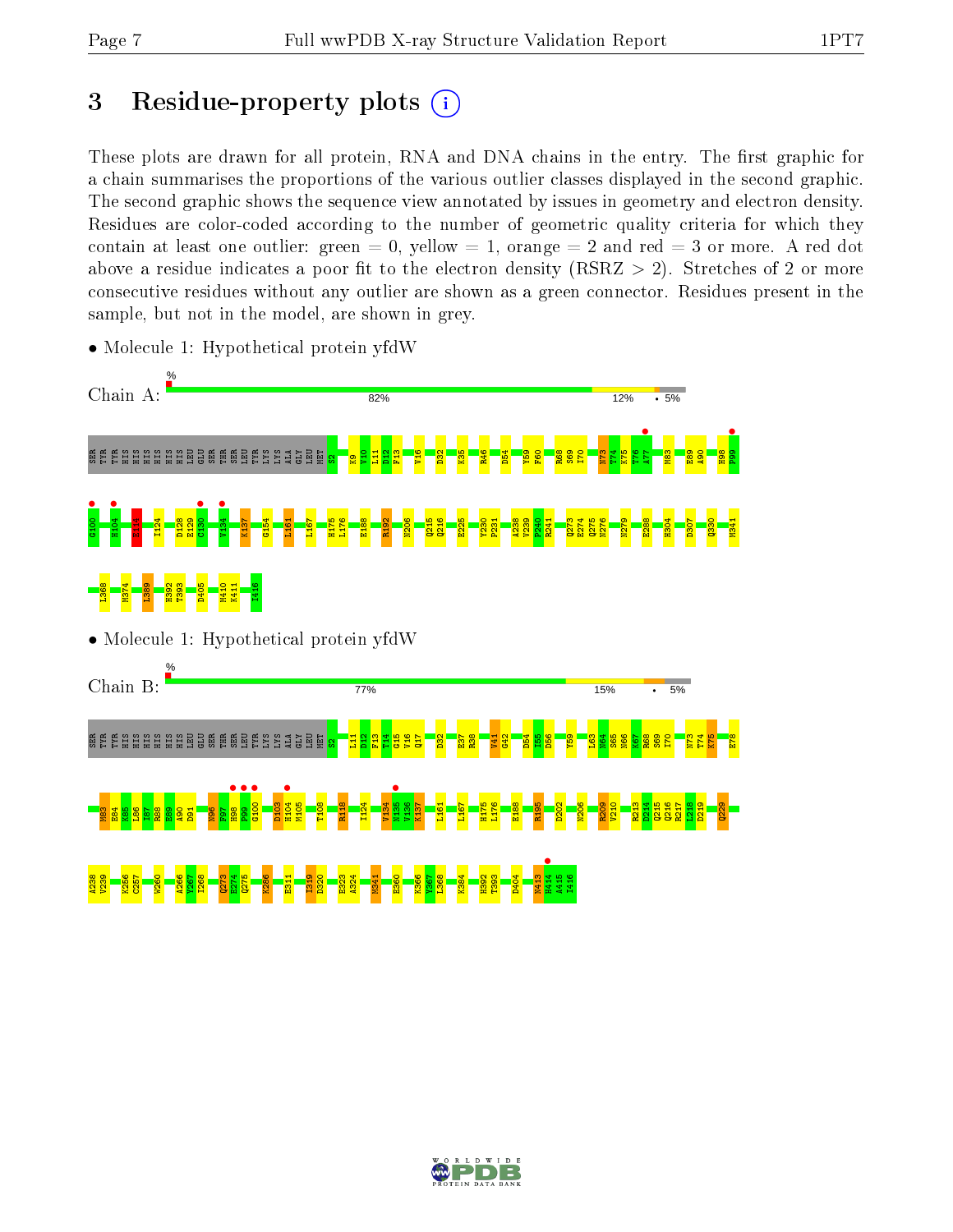# 3 Residue-property plots

These plots are drawn for all protein, RNA and DNA chains in the entry. The first graphic for a chain summarises the proportions of the various outlier classes displayed in the second graphic. The second graphic shows the sequence view annotated by issues in geometry and electron density. Residues are color-coded according to the number of geometric quality criteria for which they contain at least one outlier: green = 0, yellow = 1, orange = 2 and red = 3 or more. A red dot above a residue indicates a poor fit to the electron density (RSRZ > 2). Stretches of 2 or more consecutive residues without any outlier are shown as a green connector. Residues present in the sample, but not in the model, are shown in grey.

- Molecule 1: Hypothetical protein yfdW

Chain A: % 82% 12% • 5%

SER TYR TYR HIS HIS HIS HIS HIS HIS LEU GLU SER THR SER LEU TYR LYS LYS ALA GLY LEU MET S2 K9 V10 L11 D12 F13 V16 D32 K35 R46 D54 Y59 F60 R68 S69 I70 N73 T74 K75 T76 A77 M83 E89 A90 H98 P99 G100 H104 E114 I124 D128 E129 C130 V134 K137 G154 L161 L167 H175 L176 E188 R192 N206 Q215 Q216 E225 V230 P231 A238 V239 P240 R241 Q273 E274 Q275 N276 N279 E288 H304 D307 Q330 M341 L368 M374 L389 H392 T393 D405 M410 K411 I416

- Molecule 1: Hypothetical protein yfdW

Chain B: % 77% 15% • 5%

SER TYR TYR HIS HIS HIS HIS HIS HIS LEU GLU SER THR SER LEU TYR LYS LYS ALA GLY LEU MET S2 L11 D12 F13 T14 G15 V16 Q17 D32 E37 R38 V41 G42 D54 I55 D56 Y59 L63 N64 S65 N66 K67 R68 S69 I70 N73 T74 K75 E78 M83 E84 K85 L86 I87 R88 E89 A90 D91 N96 F97 H98 P99 G100 D103 H104 M105 T108 R118 I124 V134 N135 V136 K137 L161 L167 H175 L176 E188 R195 D202 N206 R209 V210 R213 D214 Q215 Q216 R217 L218 D219 Q229 A238 V239 K256 C257 W260 A266 Y267 I268 Q273 E274 Q275 K286 E311 I319 D320 E323 A324 M341 E360 K366 Y367 L368 K384 H392 T393 D404 N413 H414 A415 I416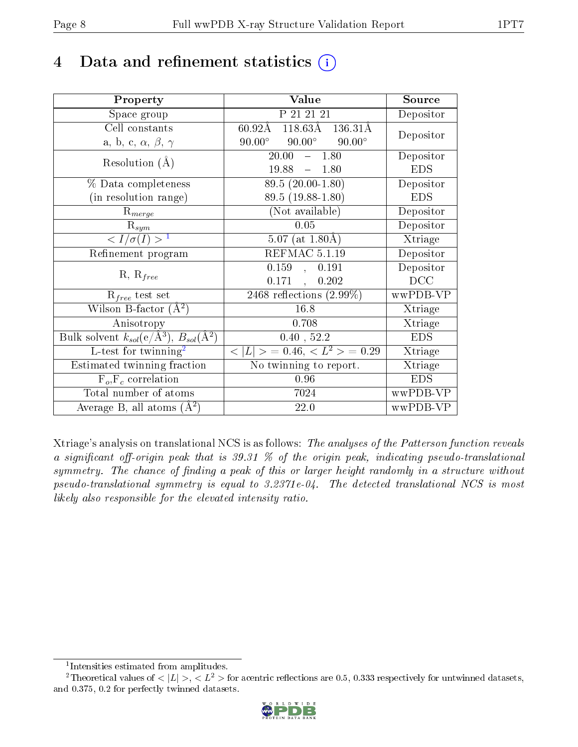# 4 Data and refinement statistics

| Property | Value | Source |
|---|---|---|
| Space group | P 21 21 21 | Depositor |
| Cell constants<br>a, b, c, $\alpha$, $\beta$, $\gamma$ | 60.92Å 118.63Å 136.31Å<br>90.00° 90.00° 90.00° | Depositor |
| Resolution (Å) | 20.00 – 1.80<br>19.88 – 1.80 | Depositor<br>EDS |
| % Data completeness<br>(in resolution range) | 89.5 (20.00-1.80)<br>89.5 (19.88-1.80) | Depositor<br>EDS |
| $R_{merge}$ | (Not available) | Depositor |
| $R_{sym}$ | 0.05 | Depositor |
| $< I/\sigma(I) >$ [1] | 5.07 (at 1.80Å) | Xtriage |
| Refinement program | REFMAC 5.1.19 | Depositor |
| R, $R_{free}$ | 0.159 , 0.191<br>0.171 , 0.202 | Depositor<br>DCC |
| $R_{free}$ test set | 2468 reflections (2.99%) | wwPDB-VP |
| Wilson B-factor (Å$^2$) | 16.8 | Xtriage |
| Anisotropy | 0.708 | Xtriage |
| Bulk solvent $k_{sol}$(e/Å$^3$), $B_{sol}$(Å$^2$) | 0.40 , 52.2 | EDS |
| L-test for twinning[2] | $< \|L\| > = 0.46$, $< L^2 > = 0.29$ | Xtriage |
| Estimated twinning fraction | No twinning to report. | Xtriage |
| $F_o$,$F_c$ correlation | 0.96 | EDS |
| Total number of atoms | 7024 | wwPDB-VP |
| Average B, all atoms (Å$^2$) | 22.0 | wwPDB-VP |

Xtriage's analysis on translational NCS is as follows: *The analyses of the Patterson function reveals a significant off-origin peak that is 39.31 % of the origin peak, indicating pseudo-translational symmetry. The chance of finding a peak of this or larger height randomly in a structure without pseudo-translational symmetry is equal to 3.2371e-04. The detected translational NCS is most likely also responsible for the elevated intensity ratio.*

[1] Intensities estimated from amplitudes.

[2] Theoretical values of $< |L| >$, $< L^2 >$ for acentric reflections are 0.5, 0.333 respectively for untwinned datasets, and 0.375, 0.2 for perfectly twinned datasets.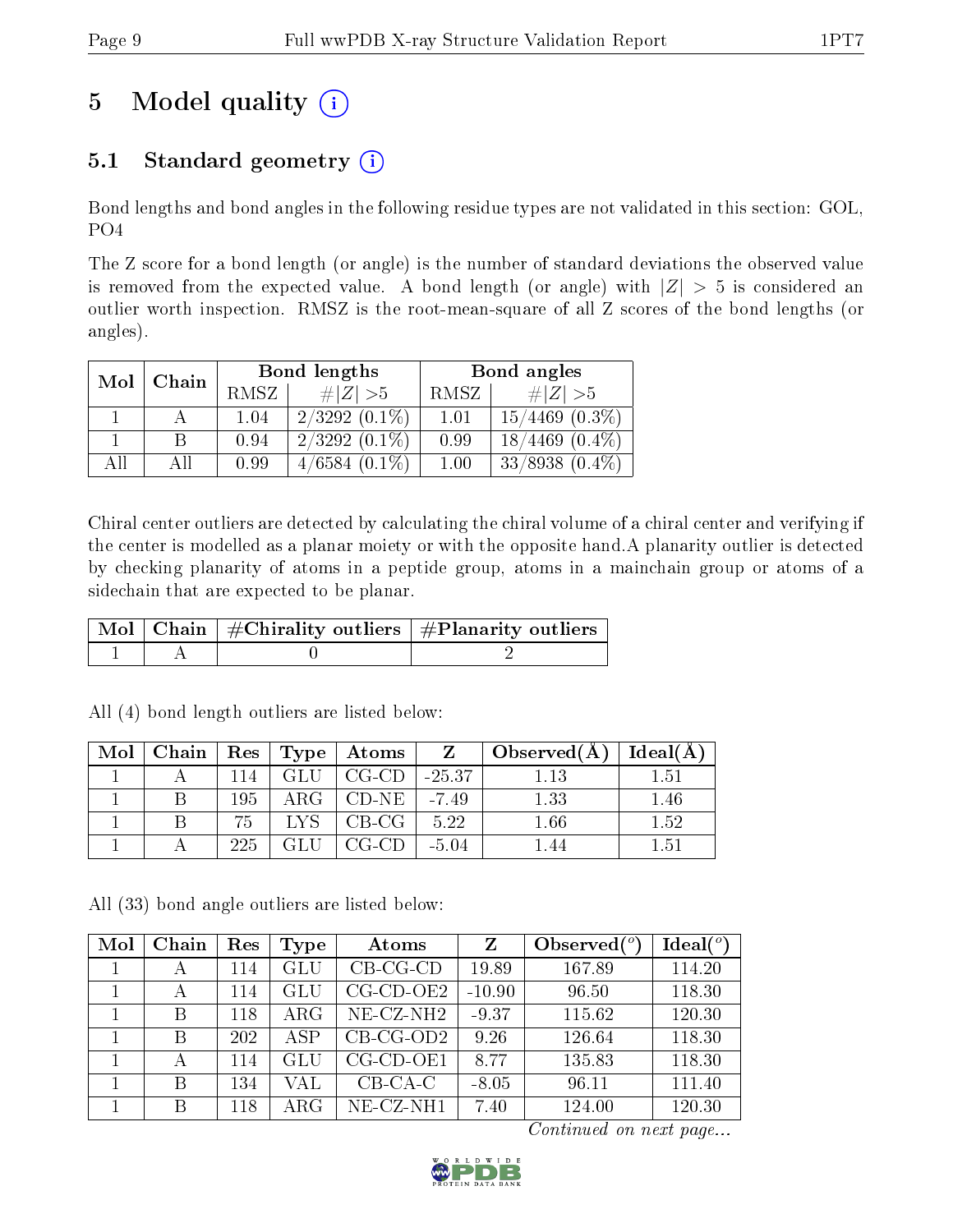# 5 Model quality (i)

## 5.1 Standard geometry (i)

Bond lengths and bond angles in the following residue types are not validated in this section: GOL, PO4

The Z score for a bond length (or angle) is the number of standard deviations the observed value is removed from the expected value. A bond length (or angle) with $|Z| > 5$ is considered an outlier worth inspection. RMSZ is the root-mean-square of all Z scores of the bond lengths (or angles).

| Mol | Chain | Bond lengths | | Bond angles | |
|---|---|---|---|---|---|
| | | RMSZ | $\#\|Z\| > 5$ | RMSZ | $\#\|Z\| > 5$ |
| 1 | A | 1.04 | 2/3292 (0.1%) | 1.01 | 15/4469 (0.3%) |
| 1 | B | 0.94 | 2/3292 (0.1%) | 0.99 | 18/4469 (0.4%) |
| All | All | 0.99 | 4/6584 (0.1%) | 1.00 | 33/8938 (0.4%) |

Chiral center outliers are detected by calculating the chiral volume of a chiral center and verifying if the center is modelled as a planar moiety or with the opposite hand.A planarity outlier is detected by checking planarity of atoms in a peptide group, atoms in a mainchain group or atoms of a sidechain that are expected to be planar.

| Mol | Chain | #Chirality outliers | #Planarity outliers |
|---|---|---|---|
| 1 | A | 0 | 2 |

All (4) bond length outliers are listed below:

| Mol | Chain | Res | Type | Atoms | Z | Observed(Å) | Ideal(Å) |
|---|---|---|---|---|---|---|---|
| 1 | A | 114 | GLU | CG-CD | -25.37 | 1.13 | 1.51 |
| 1 | B | 195 | ARG | CD-NE | -7.49 | 1.33 | 1.46 |
| 1 | B | 75 | LYS | CB-CG | 5.22 | 1.66 | 1.52 |
| 1 | A | 225 | GLU | CG-CD | -5.04 | 1.44 | 1.51 |

All (33) bond angle outliers are listed below:

| Mol | Chain | Res | Type | Atoms | Z | Observed(°) | Ideal(°) |
|---|---|---|---|---|---|---|---|
| 1 | A | 114 | GLU | CB-CG-CD | 19.89 | 167.89 | 114.20 |
| 1 | A | 114 | GLU | CG-CD-OE2 | -10.90 | 96.50 | 118.30 |
| 1 | B | 118 | ARG | NE-CZ-NH2 | -9.37 | 115.62 | 120.30 |
| 1 | B | 202 | ASP | CB-CG-OD2 | 9.26 | 126.64 | 118.30 |
| 1 | A | 114 | GLU | CG-CD-OE1 | 8.77 | 135.83 | 118.30 |
| 1 | B | 134 | VAL | CB-CA-C | -8.05 | 96.11 | 111.40 |
| 1 | B | 118 | ARG | NE-CZ-NH1 | 7.40 | 124.00 | 120.30 |

*Continued on next page...*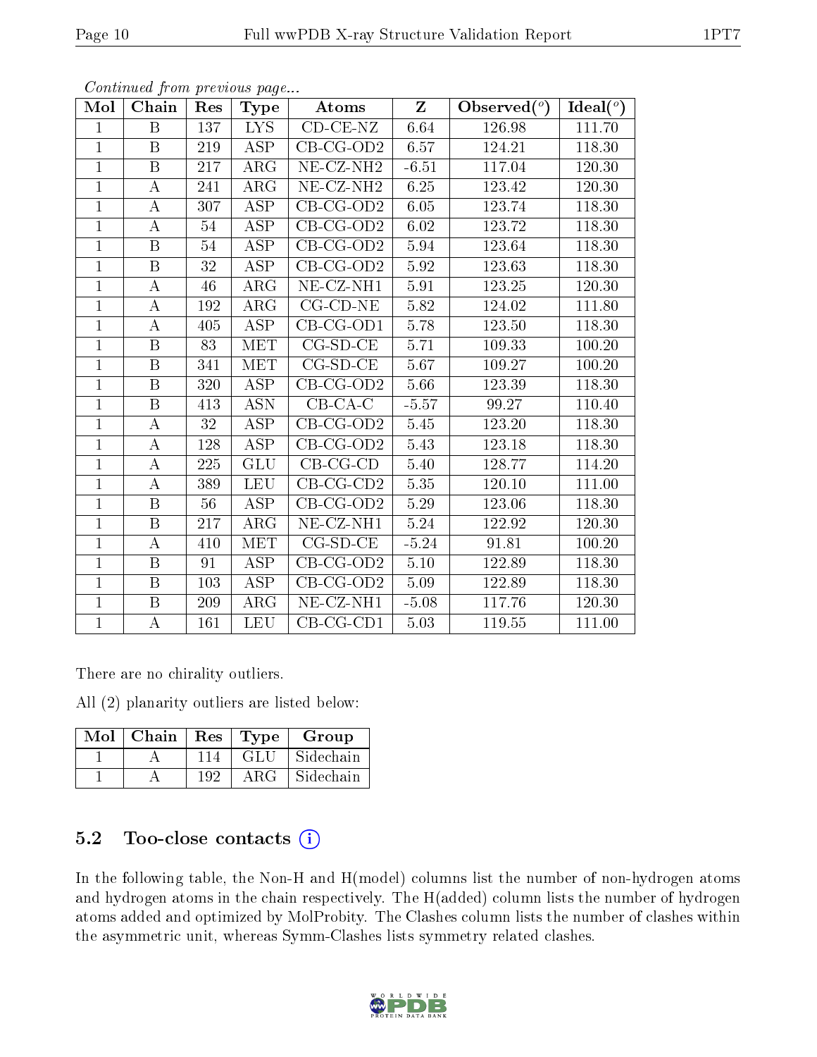*Continued from previous page...*

| Mol | Chain | Res | Type | Atoms | Z | Observed(°) | Ideal(°) |
|---|---|---|---|---|---|---|---|
| 1 | B | 137 | LYS | CD-CE-NZ | 6.64 | 126.98 | 111.70 |
| 1 | B | 219 | ASP | CB-CG-OD2 | 6.57 | 124.21 | 118.30 |
| 1 | B | 217 | ARG | NE-CZ-NH2 | -6.51 | 117.04 | 120.30 |
| 1 | A | 241 | ARG | NE-CZ-NH2 | 6.25 | 123.42 | 120.30 |
| 1 | A | 307 | ASP | CB-CG-OD2 | 6.05 | 123.74 | 118.30 |
| 1 | A | 54 | ASP | CB-CG-OD2 | 6.02 | 123.72 | 118.30 |
| 1 | B | 54 | ASP | CB-CG-OD2 | 5.94 | 123.64 | 118.30 |
| 1 | B | 32 | ASP | CB-CG-OD2 | 5.92 | 123.63 | 118.30 |
| 1 | A | 46 | ARG | NE-CZ-NH1 | 5.91 | 123.25 | 120.30 |
| 1 | A | 192 | ARG | CG-CD-NE | 5.82 | 124.02 | 111.80 |
| 1 | A | 405 | ASP | CB-CG-OD1 | 5.78 | 123.50 | 118.30 |
| 1 | B | 83 | MET | CG-SD-CE | 5.71 | 109.33 | 100.20 |
| 1 | B | 341 | MET | CG-SD-CE | 5.67 | 109.27 | 100.20 |
| 1 | B | 320 | ASP | CB-CG-OD2 | 5.66 | 123.39 | 118.30 |
| 1 | B | 413 | ASN | CB-CA-C | -5.57 | 99.27 | 110.40 |
| 1 | A | 32 | ASP | CB-CG-OD2 | 5.45 | 123.20 | 118.30 |
| 1 | A | 128 | ASP | CB-CG-OD2 | 5.43 | 123.18 | 118.30 |
| 1 | A | 225 | GLU | CB-CG-CD | 5.40 | 128.77 | 114.20 |
| 1 | A | 389 | LEU | CB-CG-CD2 | 5.35 | 120.10 | 111.00 |
| 1 | B | 56 | ASP | CB-CG-OD2 | 5.29 | 123.06 | 118.30 |
| 1 | B | 217 | ARG | NE-CZ-NH1 | 5.24 | 122.92 | 120.30 |
| 1 | A | 410 | MET | CG-SD-CE | -5.24 | 91.81 | 100.20 |
| 1 | B | 91 | ASP | CB-CG-OD2 | 5.10 | 122.89 | 118.30 |
| 1 | B | 103 | ASP | CB-CG-OD2 | 5.09 | 122.89 | 118.30 |
| 1 | B | 209 | ARG | NE-CZ-NH1 | -5.08 | 117.76 | 120.30 |
| 1 | A | 161 | LEU | CB-CG-CD1 | 5.03 | 119.55 | 111.00 |

There are no chirality outliers.

All (2) planarity outliers are listed below:

| Mol | Chain | Res | Type | Group |
|---|---|---|---|---|
| 1 | A | 114 | GLU | Sidechain |
| 1 | A | 192 | ARG | Sidechain |

## 5.2 Too-close contacts

In the following table, the Non-H and H(model) columns list the number of non-hydrogen atoms and hydrogen atoms in the chain respectively. The H(added) column lists the number of hydrogen atoms added and optimized by MolProbity. The Clashes column lists the number of clashes within the asymmetric unit, whereas Symm-Clashes lists symmetry related clashes.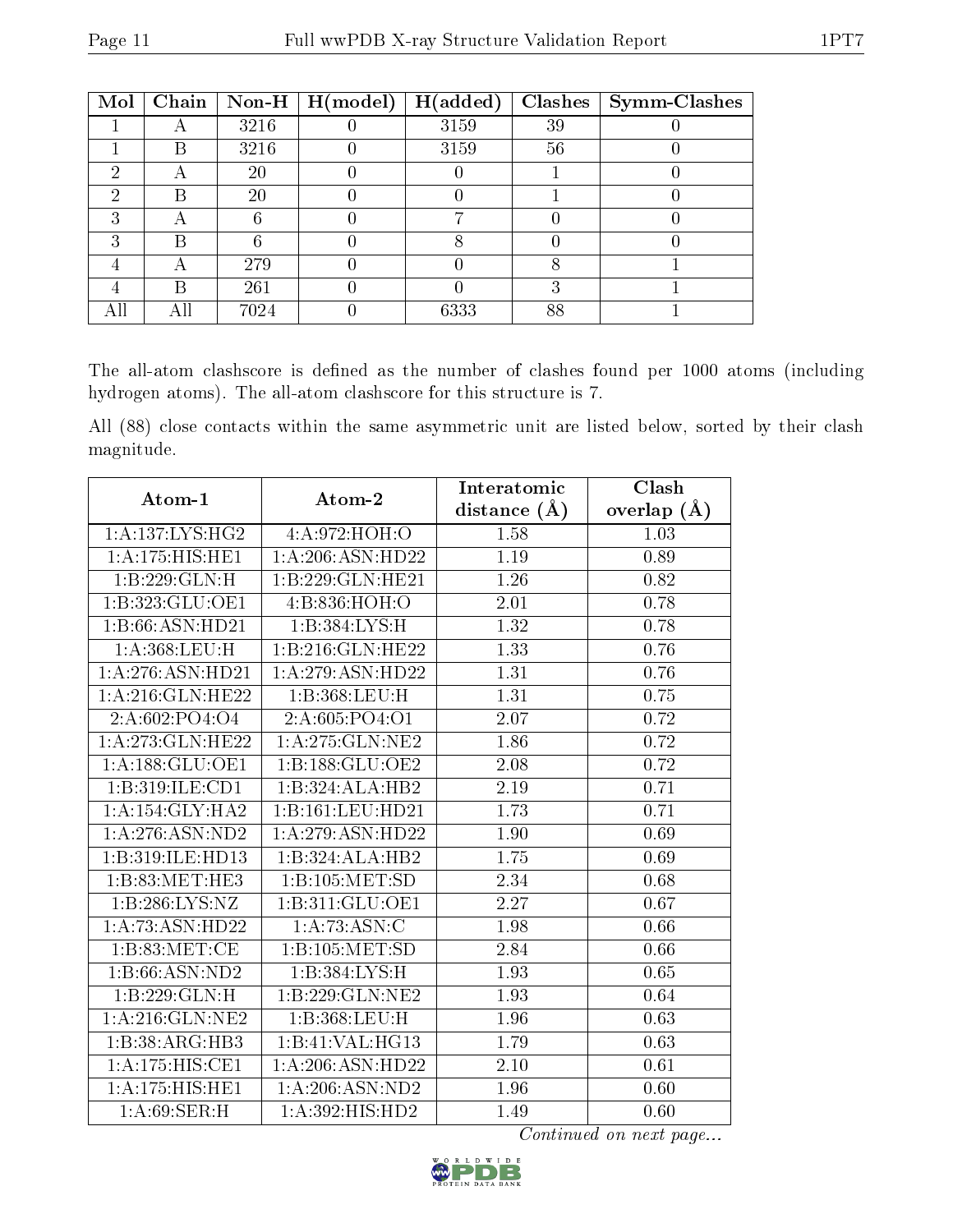| Mol | Chain | Non-H | H(model) | H(added) | Clashes | Symm-Clashes |
| --- | --- | --- | --- | --- | --- | --- |
| 1 | A | 3216 | 0 | 3159 | 39 | 0 |
| 1 | B | 3216 | 0 | 3159 | 56 | 0 |
| 2 | A | 20 | 0 | 0 | 1 | 0 |
| 2 | B | 20 | 0 | 0 | 1 | 0 |
| 3 | A | 6 | 0 | 7 | 0 | 0 |
| 3 | B | 6 | 0 | 8 | 0 | 0 |
| 4 | A | 279 | 0 | 0 | 8 | 1 |
| 4 | B | 261 | 0 | 0 | 3 | 1 |
| All | All | 7024 | 0 | 6333 | 88 | 1 |

The all-atom clashscore is defined as the number of clashes found per 1000 atoms (including hydrogen atoms). The all-atom clashscore for this structure is 7.

All (88) close contacts within the same asymmetric unit are listed below, sorted by their clash magnitude.

| Atom-1 | Atom-2 | Interatomic distance (Å) | Clash overlap (Å) |
| --- | --- | --- | --- |
| 1:A:137:LYS:HG2 | 4:A:972:HOH:O | 1.58 | 1.03 |
| 1:A:175:HIS:HE1 | 1:A:206:ASN:HD22 | 1.19 | 0.89 |
| 1:B:229:GLN:H | 1:B:229:GLN:HE21 | 1.26 | 0.82 |
| 1:B:323:GLU:OE1 | 4:B:836:HOH:O | 2.01 | 0.78 |
| 1:B:66:ASN:HD21 | 1:B:384:LYS:H | 1.32 | 0.78 |
| 1:A:368:LEU:H | 1:B:216:GLN:HE22 | 1.33 | 0.76 |
| 1:A:276:ASN:HD21 | 1:A:279:ASN:HD22 | 1.31 | 0.76 |
| 1:A:216:GLN:HE22 | 1:B:368:LEU:H | 1.31 | 0.75 |
| 2:A:602:PO4:O4 | 2:A:605:PO4:O1 | 2.07 | 0.72 |
| 1:A:273:GLN:HE22 | 1:A:275:GLN:NE2 | 1.86 | 0.72 |
| 1:A:188:GLU:OE1 | 1:B:188:GLU:OE2 | 2.08 | 0.72 |
| 1:B:319:ILE:CD1 | 1:B:324:ALA:HB2 | 2.19 | 0.71 |
| 1:A:154:GLY:HA2 | 1:B:161:LEU:HD21 | 1.73 | 0.71 |
| 1:A:276:ASN:ND2 | 1:A:279:ASN:HD22 | 1.90 | 0.69 |
| 1:B:319:ILE:HD13 | 1:B:324:ALA:HB2 | 1.75 | 0.69 |
| 1:B:83:MET:HE3 | 1:B:105:MET:SD | 2.34 | 0.68 |
| 1:B:286:LYS:NZ | 1:B:311:GLU:OE1 | 2.27 | 0.67 |
| 1:A:73:ASN:HD22 | 1:A:73:ASN:C | 1.98 | 0.66 |
| 1:B:83:MET:CE | 1:B:105:MET:SD | 2.84 | 0.66 |
| 1:B:66:ASN:ND2 | 1:B:384:LYS:H | 1.93 | 0.65 |
| 1:B:229:GLN:H | 1:B:229:GLN:NE2 | 1.93 | 0.64 |
| 1:A:216:GLN:NE2 | 1:B:368:LEU:H | 1.96 | 0.63 |
| 1:B:38:ARG:HB3 | 1:B:41:VAL:HG13 | 1.79 | 0.63 |
| 1:A:175:HIS:CE1 | 1:A:206:ASN:HD22 | 2.10 | 0.61 |
| 1:A:175:HIS:HE1 | 1:A:206:ASN:ND2 | 1.96 | 0.60 |
| 1:A:69:SER:H | 1:A:392:HIS:HD2 | 1.49 | 0.60 |

*Continued on next page...*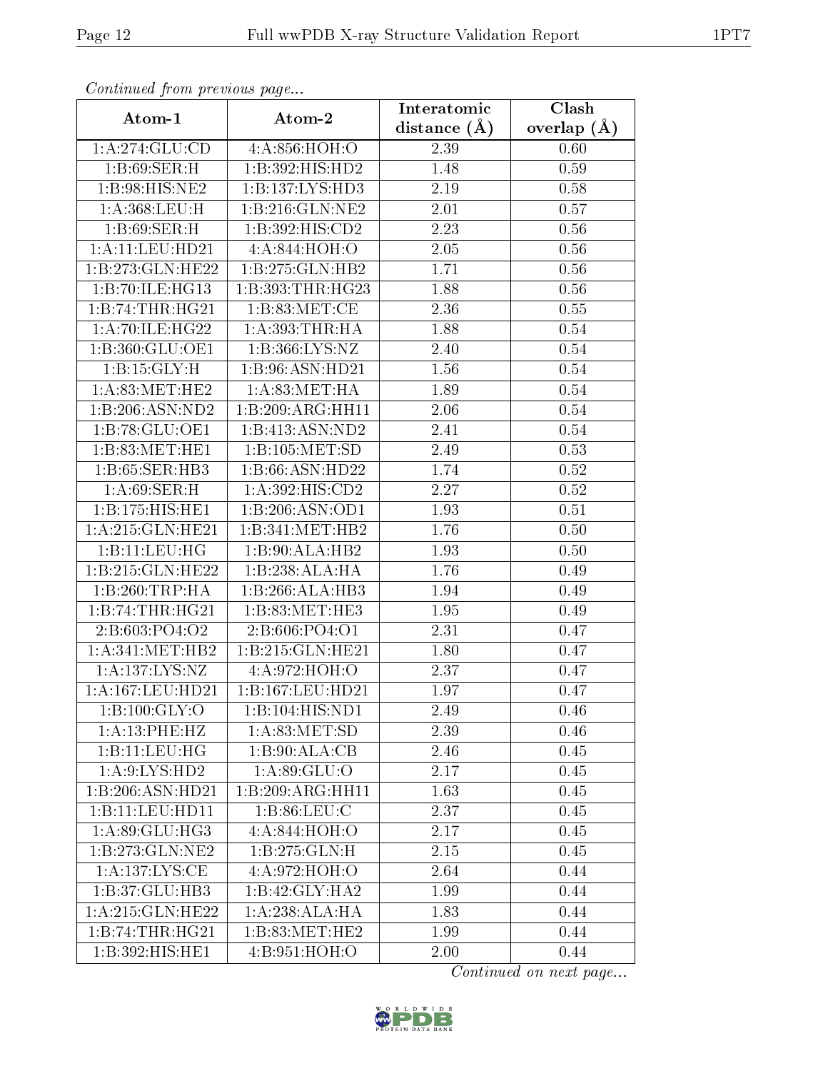*Continued from previous page...*

| Atom-1 | Atom-2 | Interatomic distance (Å) | Clash overlap (Å) |
|---|---|---|---|
| 1:A:274:GLU:CD | 4:A:856:HOH:O | 2.39 | 0.60 |
| 1:B:69:SER:H | 1:B:392:HIS:HD2 | 1.48 | 0.59 |
| 1:B:98:HIS:NE2 | 1:B:137:LYS:HD3 | 2.19 | 0.58 |
| 1:A:368:LEU:H | 1:B:216:GLN:NE2 | 2.01 | 0.57 |
| 1:B:69:SER:H | 1:B:392:HIS:CD2 | 2.23 | 0.56 |
| 1:A:11:LEU:HD21 | 4:A:844:HOH:O | 2.05 | 0.56 |
| 1:B:273:GLN:HE22 | 1:B:275:GLN:HB2 | 1.71 | 0.56 |
| 1:B:70:ILE:HG13 | 1:B:393:THR:HG23 | 1.88 | 0.56 |
| 1:B:74:THR:HG21 | 1:B:83:MET:CE | 2.36 | 0.55 |
| 1:A:70:ILE:HG22 | 1:A:393:THR:HA | 1.88 | 0.54 |
| 1:B:360:GLU:OE1 | 1:B:366:LYS:NZ | 2.40 | 0.54 |
| 1:B:15:GLY:H | 1:B:96:ASN:HD21 | 1.56 | 0.54 |
| 1:A:83:MET:HE2 | 1:A:83:MET:HA | 1.89 | 0.54 |
| 1:B:206:ASN:ND2 | 1:B:209:ARG:HH11 | 2.06 | 0.54 |
| 1:B:78:GLU:OE1 | 1:B:413:ASN:ND2 | 2.41 | 0.54 |
| 1:B:83:MET:HE1 | 1:B:105:MET:SD | 2.49 | 0.53 |
| 1:B:65:SER:HB3 | 1:B:66:ASN:HD22 | 1.74 | 0.52 |
| 1:A:69:SER:H | 1:A:392:HIS:CD2 | 2.27 | 0.52 |
| 1:B:175:HIS:HE1 | 1:B:206:ASN:OD1 | 1.93 | 0.51 |
| 1:A:215:GLN:HE21 | 1:B:341:MET:HB2 | 1.76 | 0.50 |
| 1:B:11:LEU:HG | 1:B:90:ALA:HB2 | 1.93 | 0.50 |
| 1:B:215:GLN:HE22 | 1:B:238:ALA:HA | 1.76 | 0.49 |
| 1:B:260:TRP:HA | 1:B:266:ALA:HB3 | 1.94 | 0.49 |
| 1:B:74:THR:HG21 | 1:B:83:MET:HE3 | 1.95 | 0.49 |
| 2:B:603:PO4:O2 | 2:B:606:PO4:O1 | 2.31 | 0.47 |
| 1:A:341:MET:HB2 | 1:B:215:GLN:HE21 | 1.80 | 0.47 |
| 1:A:137:LYS:NZ | 4:A:972:HOH:O | 2.37 | 0.47 |
| 1:A:167:LEU:HD21 | 1:B:167:LEU:HD21 | 1.97 | 0.47 |
| 1:B:100:GLY:O | 1:B:104:HIS:ND1 | 2.49 | 0.46 |
| 1:A:13:PHE:HZ | 1:A:83:MET:SD | 2.39 | 0.46 |
| 1:B:11:LEU:HG | 1:B:90:ALA:CB | 2.46 | 0.45 |
| 1:A:9:LYS:HD2 | 1:A:89:GLU:O | 2.17 | 0.45 |
| 1:B:206:ASN:HD21 | 1:B:209:ARG:HH11 | 1.63 | 0.45 |
| 1:B:11:LEU:HD11 | 1:B:86:LEU:C | 2.37 | 0.45 |
| 1:A:89:GLU:HG3 | 4:A:844:HOH:O | 2.17 | 0.45 |
| 1:B:273:GLN:NE2 | 1:B:275:GLN:H | 2.15 | 0.45 |
| 1:A:137:LYS:CE | 4:A:972:HOH:O | 2.64 | 0.44 |
| 1:B:37:GLU:HB3 | 1:B:42:GLY:HA2 | 1.99 | 0.44 |
| 1:A:215:GLN:HE22 | 1:A:238:ALA:HA | 1.83 | 0.44 |
| 1:B:74:THR:HG21 | 1:B:83:MET:HE2 | 1.99 | 0.44 |
| 1:B:392:HIS:HE1 | 4:B:951:HOH:O | 2.00 | 0.44 |

*Continued on next page...*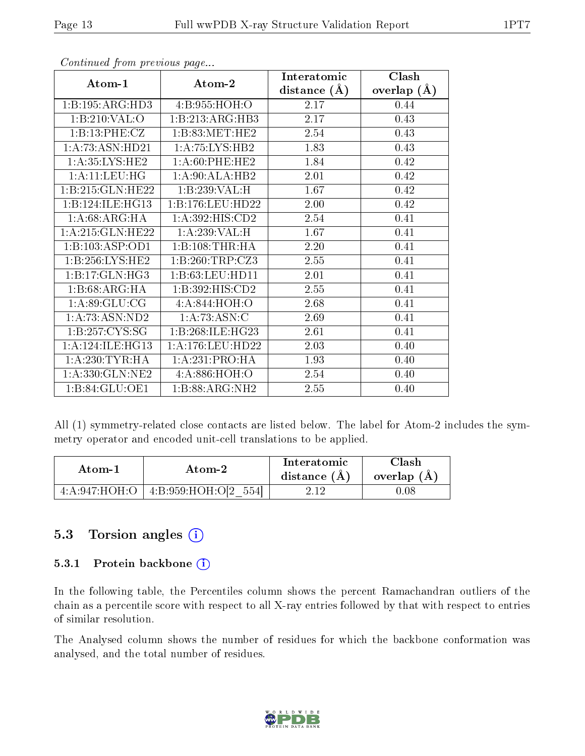*Continued from previous page...*

| Atom-1 | Atom-2 | Interatomic distance (Å) | Clash overlap (Å) |
|---|---|---|---|
| 1:B:195:ARG:HD3 | 4:B:955:HOH:O | 2.17 | 0.44 |
| 1:B:210:VAL:O | 1:B:213:ARG:HB3 | 2.17 | 0.43 |
| 1:B:13:PHE:CZ | 1:B:83:MET:HE2 | 2.54 | 0.43 |
| 1:A:73:ASN:HD21 | 1:A:75:LYS:HB2 | 1.83 | 0.43 |
| 1:A:35:LYS:HE2 | 1:A:60:PHE:HE2 | 1.84 | 0.42 |
| 1:A:11:LEU:HG | 1:A:90:ALA:HB2 | 2.01 | 0.42 |
| 1:B:215:GLN:HE22 | 1:B:239:VAL:H | 1.67 | 0.42 |
| 1:B:124:ILE:HG13 | 1:B:176:LEU:HD22 | 2.00 | 0.42 |
| 1:A:68:ARG:HA | 1:A:392:HIS:CD2 | 2.54 | 0.41 |
| 1:A:215:GLN:HE22 | 1:A:239:VAL:H | 1.67 | 0.41 |
| 1:B:103:ASP:OD1 | 1:B:108:THR:HA | 2.20 | 0.41 |
| 1:B:256:LYS:HE2 | 1:B:260:TRP:CZ3 | 2.55 | 0.41 |
| 1:B:17:GLN:HG3 | 1:B:63:LEU:HD11 | 2.01 | 0.41 |
| 1:B:68:ARG:HA | 1:B:392:HIS:CD2 | 2.55 | 0.41 |
| 1:A:89:GLU:CG | 4:A:844:HOH:O | 2.68 | 0.41 |
| 1:A:73:ASN:ND2 | 1:A:73:ASN:C | 2.69 | 0.41 |
| 1:B:257:CYS:SG | 1:B:268:ILE:HG23 | 2.61 | 0.41 |
| 1:A:124:ILE:HG13 | 1:A:176:LEU:HD22 | 2.03 | 0.40 |
| 1:A:230:TYR:HA | 1:A:231:PRO:HA | 1.93 | 0.40 |
| 1:A:330:GLN:NE2 | 4:A:886:HOH:O | 2.54 | 0.40 |
| 1:B:84:GLU:OE1 | 1:B:88:ARG:NH2 | 2.55 | 0.40 |

All (1) symmetry-related close contacts are listed below. The label for Atom-2 includes the symmetry operator and encoded unit-cell translations to be applied.

| Atom-1 | Atom-2 | Interatomic distance (Å) | Clash overlap (Å) |
|---|---|---|---|
| 4:A:947:HOH:O | 4:B:959:HOH:O[2_554] | 2.12 | 0.08 |

## 5.3 Torsion angles

### 5.3.1 Protein backbone

In the following table, the Percentiles column shows the percent Ramachandran outliers of the chain as a percentile score with respect to all X-ray entries followed by that with respect to entries of similar resolution.

The Analysed column shows the number of residues for which the backbone conformation was analysed, and the total number of residues.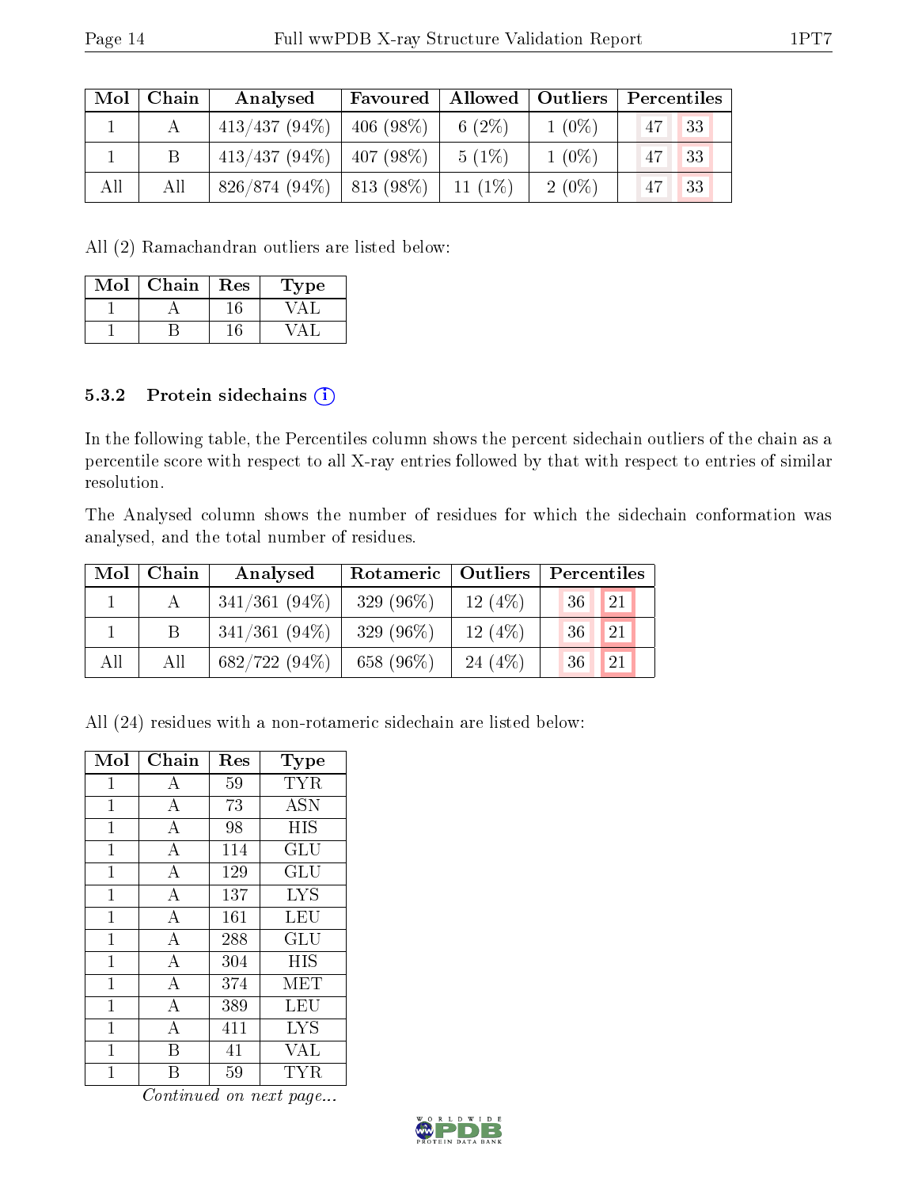| Mol | Chain | Analysed | Favoured | Allowed | Outliers | Percentiles | |
|---|---|---|---|---|---|---|---|
| 1 | A | 413/437 (94%) | 406 (98%) | 6 (2%) | 1 (0%) | 47 | 33 |
| 1 | B | 413/437 (94%) | 407 (98%) | 5 (1%) | 1 (0%) | 47 | 33 |
| All | All | 826/874 (94%) | 813 (98%) | 11 (1%) | 2 (0%) | 47 | 33 |

All (2) Ramachandran outliers are listed below:

| Mol | Chain | Res | Type |
|---|---|---|---|
| 1 | A | 16 | VAL |
| 1 | B | 16 | VAL |

#### 5.3.2 Protein sidechains

In the following table, the Percentiles column shows the percent sidechain outliers of the chain as a percentile score with respect to all X-ray entries followed by that with respect to entries of similar resolution.

The Analysed column shows the number of residues for which the sidechain conformation was analysed, and the total number of residues.

| Mol | Chain | Analysed | Rotameric | Outliers | Percentiles | |
|---|---|---|---|---|---|---|
| 1 | A | 341/361 (94%) | 329 (96%) | 12 (4%) | 36 | 21 |
| 1 | B | 341/361 (94%) | 329 (96%) | 12 (4%) | 36 | 21 |
| All | All | 682/722 (94%) | 658 (96%) | 24 (4%) | 36 | 21 |

All (24) residues with a non-rotameric sidechain are listed below:

| Mol | Chain | Res | Type |
|---|---|---|---|
| 1 | A | 59 | TYR |
| 1 | A | 73 | ASN |
| 1 | A | 98 | HIS |
| 1 | A | 114 | GLU |
| 1 | A | 129 | GLU |
| 1 | A | 137 | LYS |
| 1 | A | 161 | LEU |
| 1 | A | 288 | GLU |
| 1 | A | 304 | HIS |
| 1 | A | 374 | MET |
| 1 | A | 389 | LEU |
| 1 | A | 411 | LYS |
| 1 | B | 41 | VAL |
| 1 | B | 59 | TYR |

*Continued on next page...*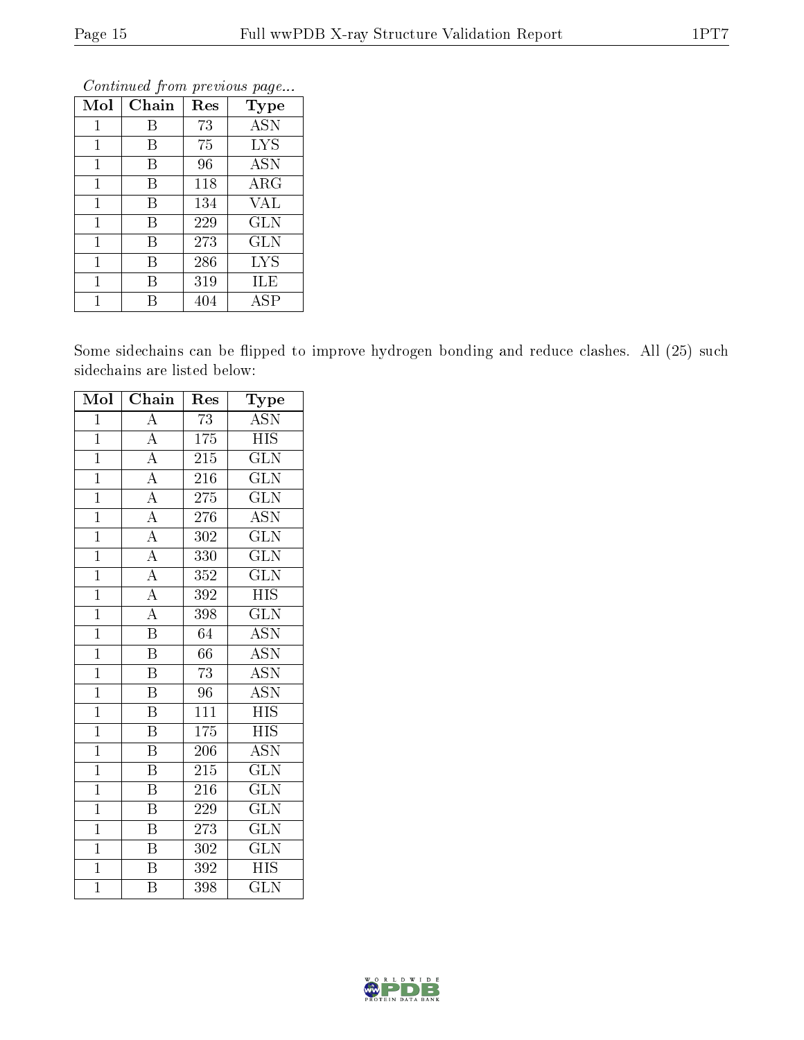*Continued from previous page...*

| Mol | Chain | Res | Type |
| --- | --- | --- | --- |
| 1 | B | 73 | ASN |
| 1 | B | 75 | LYS |
| 1 | B | 96 | ASN |
| 1 | B | 118 | ARG |
| 1 | B | 134 | VAL |
| 1 | B | 229 | GLN |
| 1 | B | 273 | GLN |
| 1 | B | 286 | LYS |
| 1 | B | 319 | ILE |
| 1 | B | 404 | ASP |

Some sidechains can be flipped to improve hydrogen bonding and reduce clashes. All (25) such sidechains are listed below:

| Mol | Chain | Res | Type |
| --- | --- | --- | --- |
| 1 | A | 73 | ASN |
| 1 | A | 175 | HIS |
| 1 | A | 215 | GLN |
| 1 | A | 216 | GLN |
| 1 | A | 275 | GLN |
| 1 | A | 276 | ASN |
| 1 | A | 302 | GLN |
| 1 | A | 330 | GLN |
| 1 | A | 352 | GLN |
| 1 | A | 392 | HIS |
| 1 | A | 398 | GLN |
| 1 | B | 64 | ASN |
| 1 | B | 66 | ASN |
| 1 | B | 73 | ASN |
| 1 | B | 96 | ASN |
| 1 | B | 111 | HIS |
| 1 | B | 175 | HIS |
| 1 | B | 206 | ASN |
| 1 | B | 215 | GLN |
| 1 | B | 216 | GLN |
| 1 | B | 229 | GLN |
| 1 | B | 273 | GLN |
| 1 | B | 302 | GLN |
| 1 | B | 392 | HIS |
| 1 | B | 398 | GLN |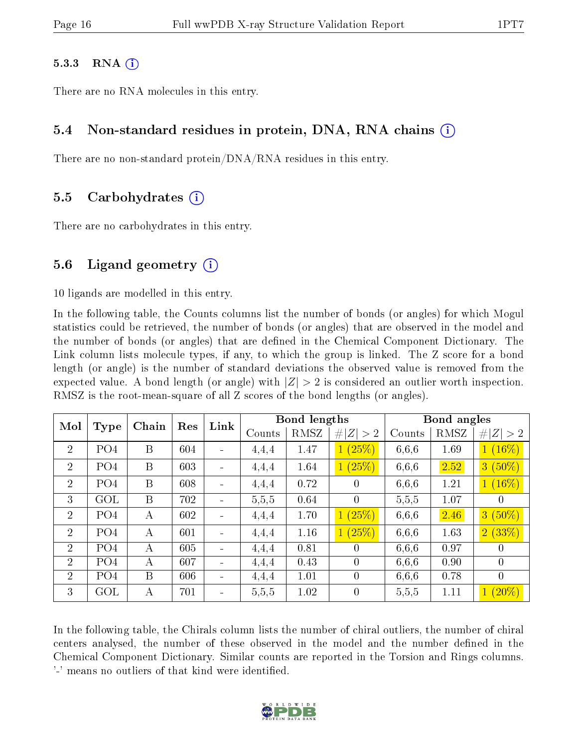#### 5.3.3 RNA

There are no RNA molecules in this entry.

### 5.4 Non-standard residues in protein, DNA, RNA chains

There are no non-standard protein/DNA/RNA residues in this entry.

### 5.5 Carbohydrates

There are no carbohydrates in this entry.

### 5.6 Ligand geometry

10 ligands are modelled in this entry.

In the following table, the Counts columns list the number of bonds (or angles) for which Mogul statistics could be retrieved, the number of bonds (or angles) that are observed in the model and the number of bonds (or angles) that are defined in the Chemical Component Dictionary. The Link column lists molecule types, if any, to which the group is linked. The Z score for a bond length (or angle) is the number of standard deviations the observed value is removed from the expected value. A bond length (or angle) with $|Z| > 2$ is considered an outlier worth inspection. RMSZ is the root-mean-square of all Z scores of the bond lengths (or angles).

| Mol | Type | Chain | Res | Link | Bond lengths | | | Bond angles | | |
|---|---|---|---|---|---|---|---|---|---|---|
| | | | | | Counts | RMSZ | #\|Z\| > 2 | Counts | RMSZ | #\|Z\| > 2 |
| 2 | PO4 | B | 604 | - | 4,4,4 | 1.47 | 1 (25%) | 6,6,6 | 1.69 | 1 (16%) |
| 2 | PO4 | B | 603 | - | 4,4,4 | 1.64 | 1 (25%) | 6,6,6 | 2.52 | 3 (50%) |
| 2 | PO4 | B | 608 | - | 4,4,4 | 0.72 | 0 | 6,6,6 | 1.21 | 1 (16%) |
| 3 | GOL | B | 702 | - | 5,5,5 | 0.64 | 0 | 5,5,5 | 1.07 | 0 |
| 2 | PO4 | A | 602 | - | 4,4,4 | 1.70 | 1 (25%) | 6,6,6 | 2.46 | 3 (50%) |
| 2 | PO4 | A | 601 | - | 4,4,4 | 1.16 | 1 (25%) | 6,6,6 | 1.63 | 2 (33%) |
| 2 | PO4 | A | 605 | - | 4,4,4 | 0.81 | 0 | 6,6,6 | 0.97 | 0 |
| 2 | PO4 | A | 607 | - | 4,4,4 | 0.43 | 0 | 6,6,6 | 0.90 | 0 |
| 2 | PO4 | B | 606 | - | 4,4,4 | 1.01 | 0 | 6,6,6 | 0.78 | 0 |
| 3 | GOL | A | 701 | - | 5,5,5 | 1.02 | 0 | 5,5,5 | 1.11 | 1 (20%) |

In the following table, the Chirals column lists the number of chiral outliers, the number of chiral centers analysed, the number of these observed in the model and the number defined in the Chemical Component Dictionary. Similar counts are reported in the Torsion and Rings columns. '-' means no outliers of that kind were identified.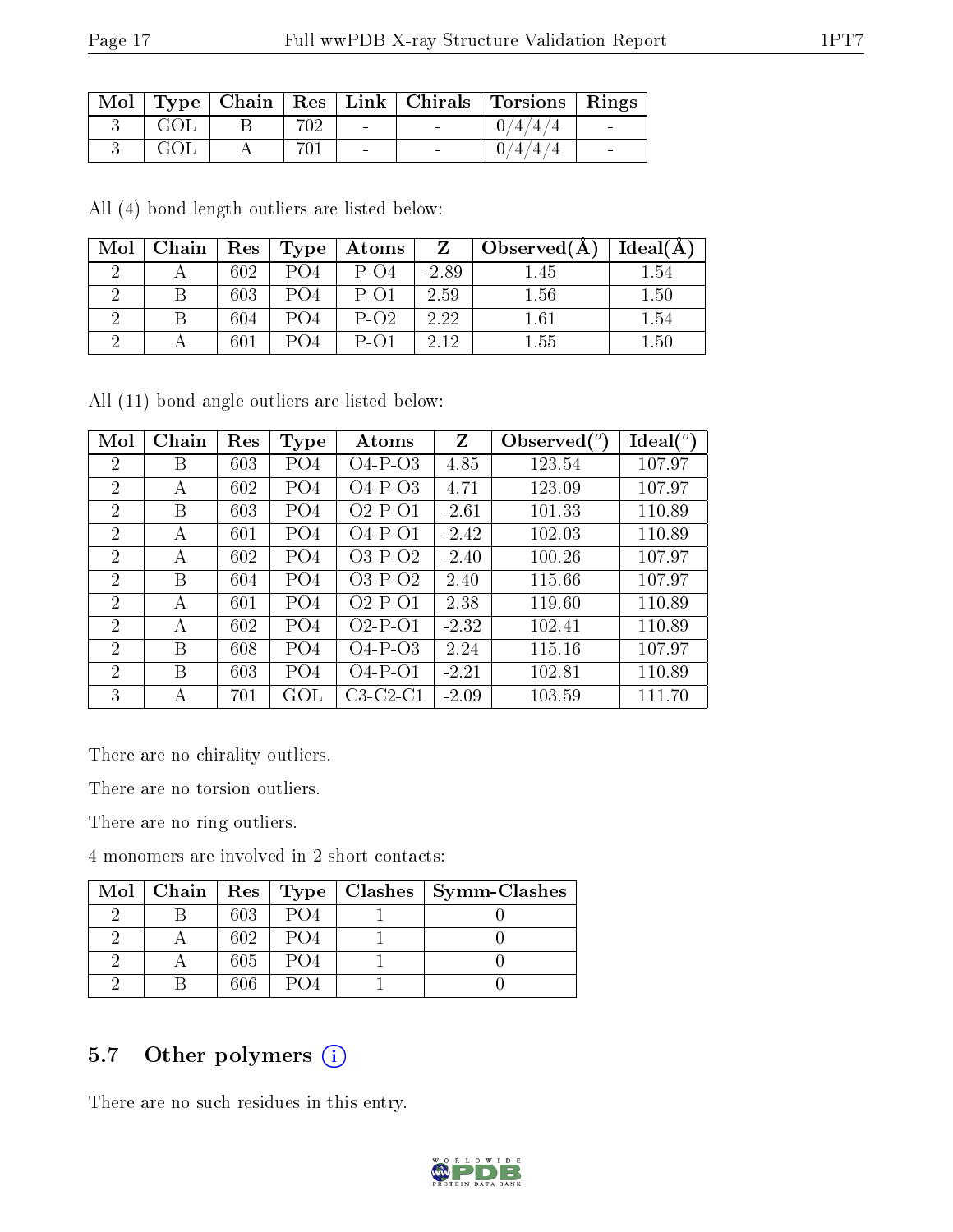| Mol | Type | Chain | Res | Link | Chirals | Torsions | Rings |
|---|---|---|---|---|---|---|---|
| 3 | GOL | B | 702 | - | - | 0/4/4/4 | - |
| 3 | GOL | A | 701 | - | - | 0/4/4/4 | - |

All (4) bond length outliers are listed below:

| Mol | Chain | Res | Type | Atoms | Z | Observed(Å) | Ideal(Å) |
|---|---|---|---|---|---|---|---|
| 2 | A | 602 | PO4 | P-O4 | -2.89 | 1.45 | 1.54 |
| 2 | B | 603 | PO4 | P-O1 | 2.59 | 1.56 | 1.50 |
| 2 | B | 604 | PO4 | P-O2 | 2.22 | 1.61 | 1.54 |
| 2 | A | 601 | PO4 | P-O1 | 2.12 | 1.55 | 1.50 |

All (11) bond angle outliers are listed below:

| Mol | Chain | Res | Type | Atoms | Z | Observed(°) | Ideal(°) |
|---|---|---|---|---|---|---|---|
| 2 | B | 603 | PO4 | O4-P-O3 | 4.85 | 123.54 | 107.97 |
| 2 | A | 602 | PO4 | O4-P-O3 | 4.71 | 123.09 | 107.97 |
| 2 | B | 603 | PO4 | O2-P-O1 | -2.61 | 101.33 | 110.89 |
| 2 | A | 601 | PO4 | O4-P-O1 | -2.42 | 102.03 | 110.89 |
| 2 | A | 602 | PO4 | O3-P-O2 | -2.40 | 100.26 | 107.97 |
| 2 | B | 604 | PO4 | O3-P-O2 | 2.40 | 115.66 | 107.97 |
| 2 | A | 601 | PO4 | O2-P-O1 | 2.38 | 119.60 | 110.89 |
| 2 | A | 602 | PO4 | O2-P-O1 | -2.32 | 102.41 | 110.89 |
| 2 | B | 608 | PO4 | O4-P-O3 | 2.24 | 115.16 | 107.97 |
| 2 | B | 603 | PO4 | O4-P-O1 | -2.21 | 102.81 | 110.89 |
| 3 | A | 701 | GOL | C3-C2-C1 | -2.09 | 103.59 | 111.70 |

There are no chirality outliers.

There are no torsion outliers.

There are no ring outliers.

4 monomers are involved in 2 short contacts:

| Mol | Chain | Res | Type | Clashes | Symm-Clashes |
|---|---|---|---|---|---|
| 2 | B | 603 | PO4 | 1 | 0 |
| 2 | A | 602 | PO4 | 1 | 0 |
| 2 | A | 605 | PO4 | 1 | 0 |
| 2 | B | 606 | PO4 | 1 | 0 |

## 5.7 Other polymers

There are no such residues in this entry.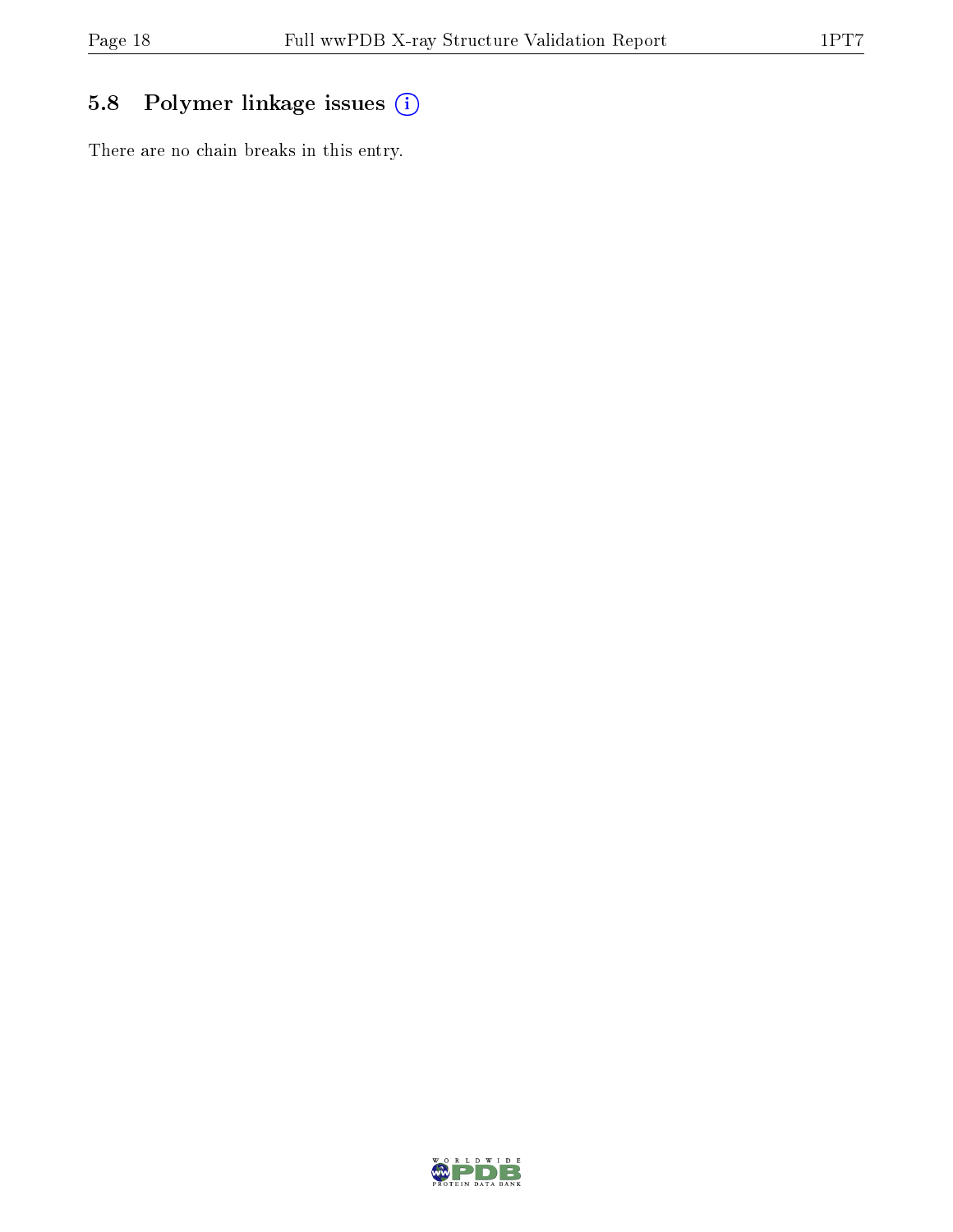### 5.8 Polymer linkage issues

There are no chain breaks in this entry.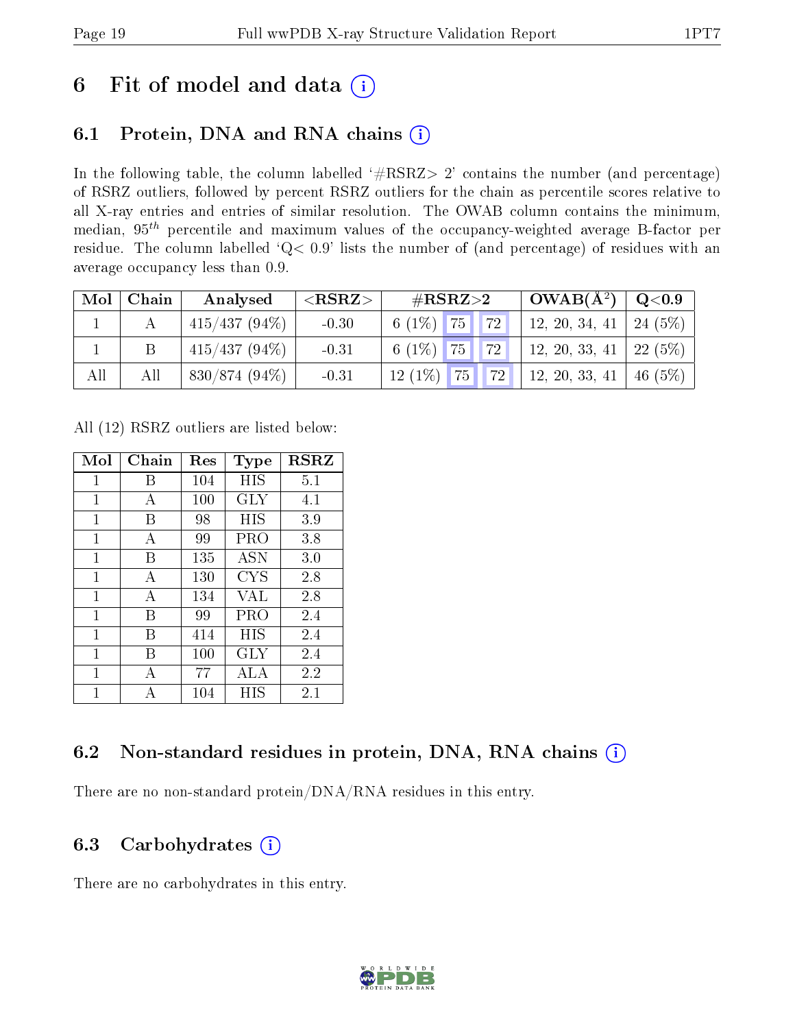# 6 Fit of model and data

## 6.1 Protein, DNA and RNA chains

In the following table, the column labelled '#RSRZ> 2' contains the number (and percentage) of RSRZ outliers, followed by percent RSRZ outliers for the chain as percentile scores relative to all X-ray entries and entries of similar resolution. The OWAB column contains the minimum, median, $95^{th}$ percentile and maximum values of the occupancy-weighted average B-factor per residue. The column labelled 'Q< 0.9' lists the number of (and percentage) of residues with an average occupancy less than 0.9.

| Mol | Chain | Analysed | <RSRZ> | #RSRZ>2 | | | OWAB(Å²) | Q<0.9 |
|---|---|---|---|---|---|---|---|---|
| 1 | A | 415/437 (94%) | -0.30 | 6 (1%) | 75 | 72 | 12, 20, 34, 41 | 24 (5%) |
| 1 | B | 415/437 (94%) | -0.31 | 6 (1%) | 75 | 72 | 12, 20, 33, 41 | 22 (5%) |
| All | All | 830/874 (94%) | -0.31 | 12 (1%) | 75 | 72 | 12, 20, 33, 41 | 46 (5%) |

All (12) RSRZ outliers are listed below:

| Mol | Chain | Res | Type | RSRZ |
|---|---|---|---|---|
| 1 | B | 104 | HIS | 5.1 |
| 1 | A | 100 | GLY | 4.1 |
| 1 | B | 98 | HIS | 3.9 |
| 1 | A | 99 | PRO | 3.8 |
| 1 | B | 135 | ASN | 3.0 |
| 1 | A | 130 | CYS | 2.8 |
| 1 | A | 134 | VAL | 2.8 |
| 1 | B | 99 | PRO | 2.4 |
| 1 | B | 414 | HIS | 2.4 |
| 1 | B | 100 | GLY | 2.4 |
| 1 | A | 77 | ALA | 2.2 |
| 1 | A | 104 | HIS | 2.1 |

## 6.2 Non-standard residues in protein, DNA, RNA chains

There are no non-standard protein/DNA/RNA residues in this entry.

## 6.3 Carbohydrates

There are no carbohydrates in this entry.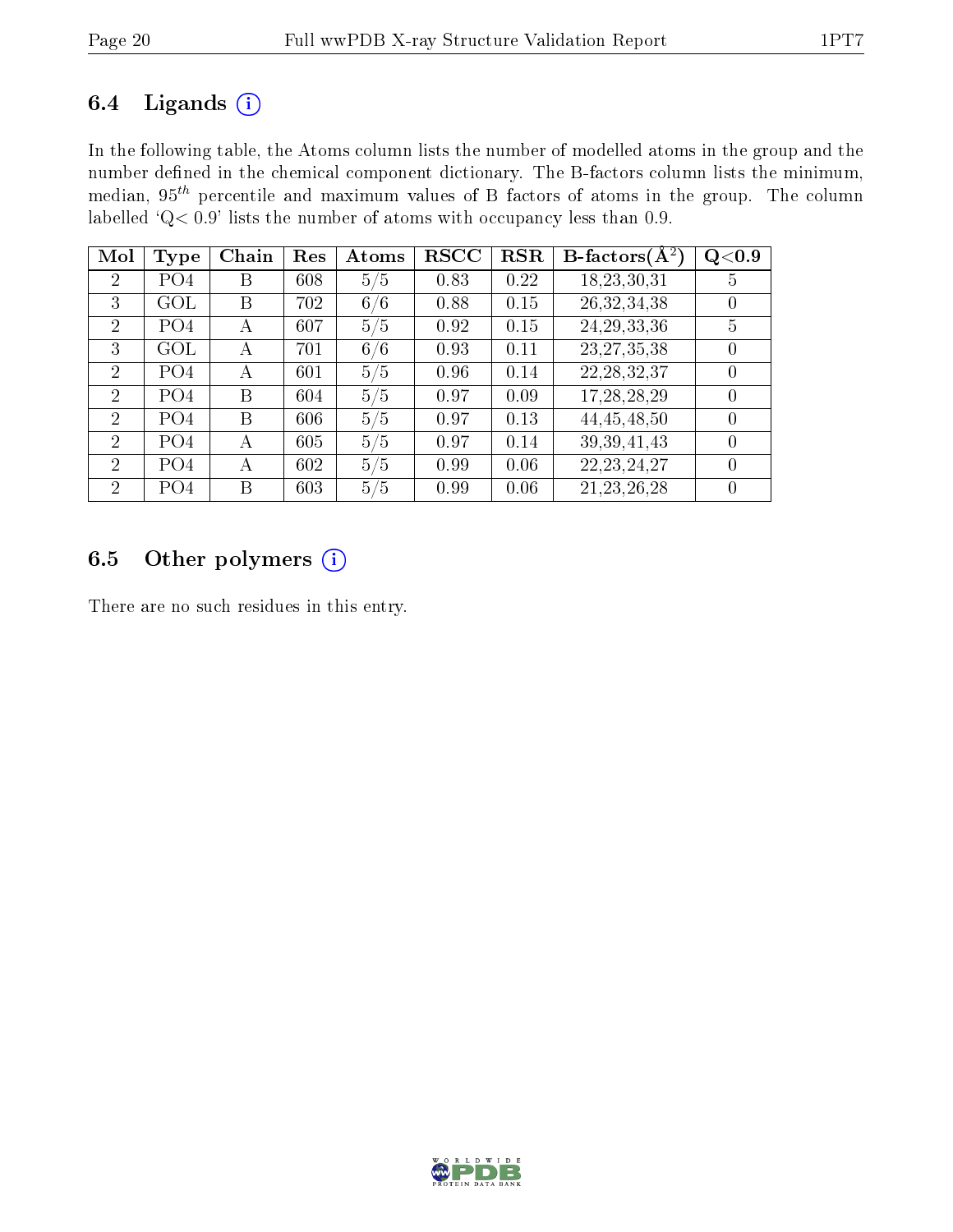## 6.4 Ligands (i)

In the following table, the Atoms column lists the number of modelled atoms in the group and the number defined in the chemical component dictionary. The B-factors column lists the minimum, median, $95^{th}$ percentile and maximum values of B factors of atoms in the group. The column labelled 'Q< 0.9' lists the number of atoms with occupancy less than 0.9.

| Mol | Type | Chain | Res | Atoms | RSCC | RSR | B-factors($Å^2$) | Q<0.9 |
|---|---|---|---|---|---|---|---|---|
| 2 | PO4 | B | 608 | 5/5 | 0.83 | 0.22 | 18,23,30,31 | 5 |
| 3 | GOL | B | 702 | 6/6 | 0.88 | 0.15 | 26,32,34,38 | 0 |
| 2 | PO4 | A | 607 | 5/5 | 0.92 | 0.15 | 24,29,33,36 | 5 |
| 3 | GOL | A | 701 | 6/6 | 0.93 | 0.11 | 23,27,35,38 | 0 |
| 2 | PO4 | A | 601 | 5/5 | 0.96 | 0.14 | 22,28,32,37 | 0 |
| 2 | PO4 | B | 604 | 5/5 | 0.97 | 0.09 | 17,28,28,29 | 0 |
| 2 | PO4 | B | 606 | 5/5 | 0.97 | 0.13 | 44,45,48,50 | 0 |
| 2 | PO4 | A | 605 | 5/5 | 0.97 | 0.14 | 39,39,41,43 | 0 |
| 2 | PO4 | A | 602 | 5/5 | 0.99 | 0.06 | 22,23,24,27 | 0 |
| 2 | PO4 | B | 603 | 5/5 | 0.99 | 0.06 | 21,23,26,28 | 0 |

## 6.5 Other polymers (i)

There are no such residues in this entry.